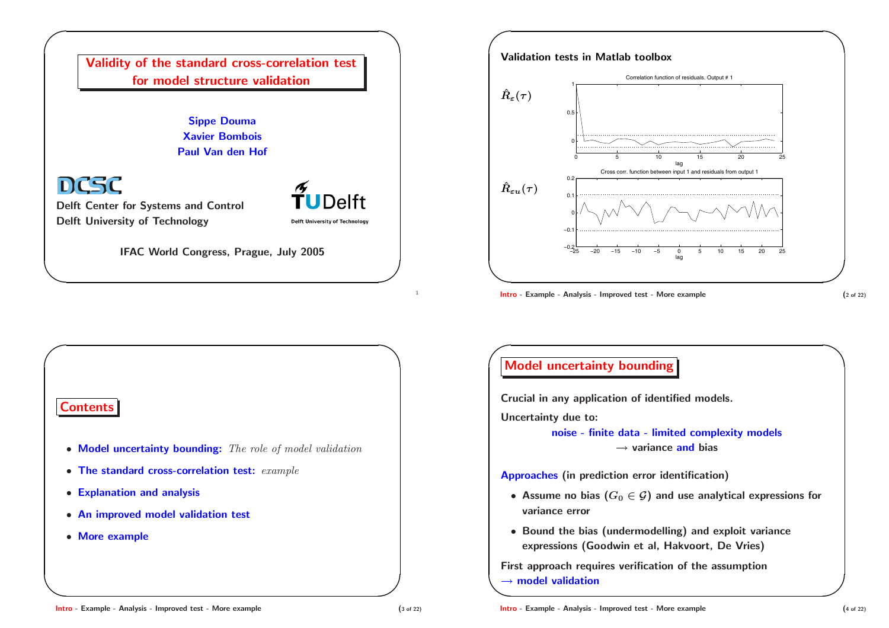# Validity of the standard cross-correlation test for model structure validation

**Sippe Douma**
**Xavier Bombois**
**Paul Van den Hof**

**Delft Center for Systems and Control**
**Delft University of Technology**

**IFAC World Congress, Prague, July 2005**

---

## Validation tests in Matlab toolbox

$\hat{R}_\varepsilon(\tau)$

Correlation function of residuals. Output # 1

$\hat{R}_{\varepsilon u}(\tau)$

Cross corr. function between input 1 and residuals from output 1

---

## Contents

- **Model uncertainty bounding:** *The role of model validation*
- **The standard cross-correlation test:** *example*
- **Explanation and analysis**
- **An improved model validation test**
- **More example**

---

## Model uncertainty bounding

**Crucial in any application of identified models.**

**Uncertainty due to:**

**noise - finite data - limited complexity models**
**→ variance and bias**

**Approaches (in prediction error identification)**

- **Assume no bias ($G_0 \in \mathcal{G}$) and use analytical expressions for variance error**
- **Bound the bias (undermodelling) and exploit variance expressions (Goodwin et al, Hakvoort, De Vries)**

**First approach requires verification of the assumption**
**→ model validation**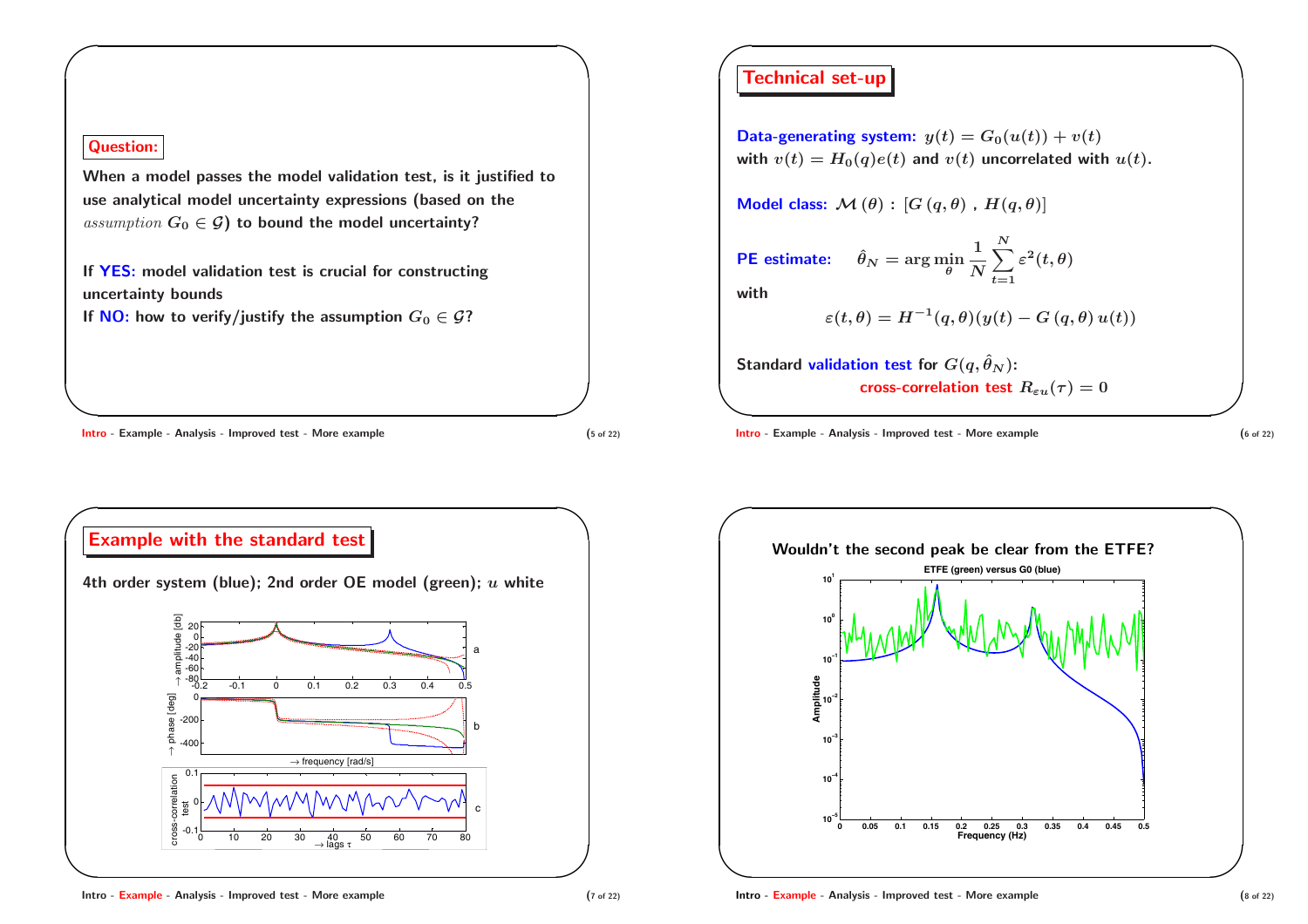## Question:

When a model passes the model validation test, is it justified to use analytical model uncertainty expressions (based on the *assumption* $G_0 \in \mathcal{G}$) to bound the model uncertainty?

If **YES:** model validation test is crucial for constructing uncertainty bounds

If **NO:** how to verify/justify the assumption $G_0 \in \mathcal{G}$?

## Technical set-up

**Data-generating system:** $y(t) = G_0(u(t)) + v(t)$
with $v(t) = H_0(q)e(t)$ and $v(t)$ uncorrelated with $u(t)$.

**Model class:** $\mathcal{M}(\theta) : [G(q, \theta), H(q, \theta)]$

**PE estimate:** $\hat{\theta}_N = \arg\min_{\theta} \frac{1}{N} \sum_{t=1}^{N} \varepsilon^2(t, \theta)$

with

$$\varepsilon(t, \theta) = H^{-1}(q, \theta)(y(t) - G(q, \theta)\, u(t))$$

Standard **validation test** for $G(q, \hat{\theta}_N)$:

**cross-correlation test** $R_{\varepsilon u}(\tau) = 0$

## Example with the standard test

4th order system (blue); 2nd order OE model (green); $u$ white

## Wouldn't the second peak be clear from the ETFE?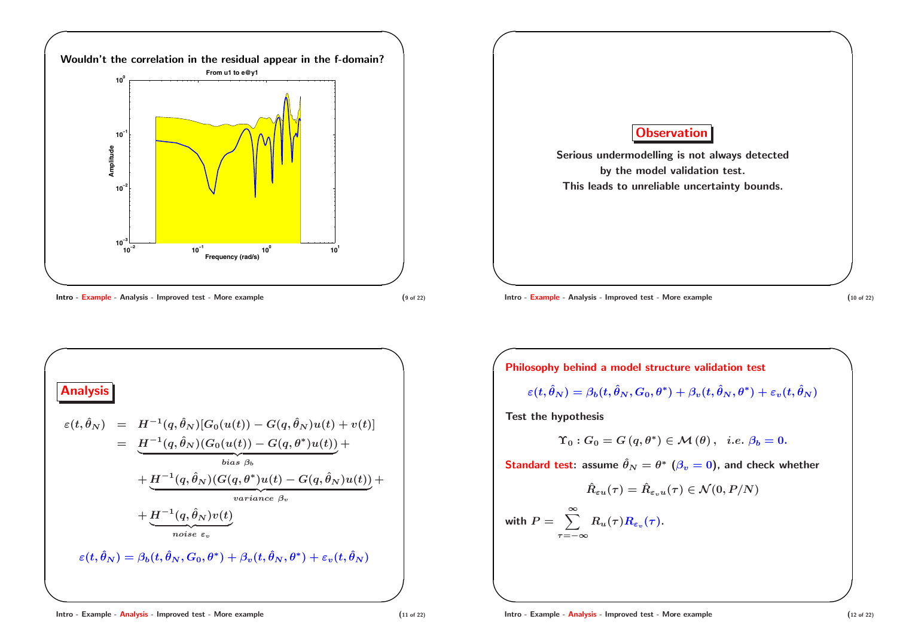**Wouldn't the correlation in the residual appear in the f-domain?**

From u1 to e@y1

Amplitude

Frequency (rad/s)

## Observation

**Serious undermodelling is not always detected by the model validation test. This leads to unreliable uncertainty bounds.**

## Analysis

$$
\begin{aligned}
\varepsilon(t,\hat{\theta}_N) &= H^{-1}(q,\hat{\theta}_N)[G_0(u(t)) - G(q,\hat{\theta}_N)u(t) + v(t)] \\
&= \underbrace{H^{-1}(q,\hat{\theta}_N)(G_0(u(t)) - G(q,\theta^*)u(t))}_{bias\ \beta_b} + \\
&\quad + \underbrace{H^{-1}(q,\hat{\theta}_N)(G(q,\theta^*)u(t) - G(q,\hat{\theta}_N)u(t))}_{variance\ \beta_v} + \\
&\quad + \underbrace{H^{-1}(q,\hat{\theta}_N)v(t)}_{noise\ \varepsilon_v}
\end{aligned}
$$

$$\varepsilon(t,\hat{\theta}_N) = \beta_b(t,\hat{\theta}_N,G_0,\theta^*) + \beta_v(t,\hat{\theta}_N,\theta^*) + \varepsilon_v(t,\hat{\theta}_N)$$

**Philosophy behind a model structure validation test**

$$\varepsilon(t,\hat{\theta}_N) = \beta_b(t,\hat{\theta}_N,G_0,\theta^*) + \beta_v(t,\hat{\theta}_N,\theta^*) + \varepsilon_v(t,\hat{\theta}_N)$$

**Test the hypothesis**

$$\Upsilon_0 : G_0 = G(q,\theta^*) \in \mathcal{M}(\theta), \quad i.e.\ \beta_b = 0.$$

**Standard test**: assume $\hat{\theta}_N = \theta^*$ ($\beta_v = 0$), and check whether

$$\hat{R}_{\varepsilon u}(\tau) = \hat{R}_{\varepsilon_v u}(\tau) \in \mathcal{N}(0, P/N)$$

with $P = \sum_{\tau=-\infty}^{\infty} R_u(\tau) R_{\varepsilon_v}(\tau)$.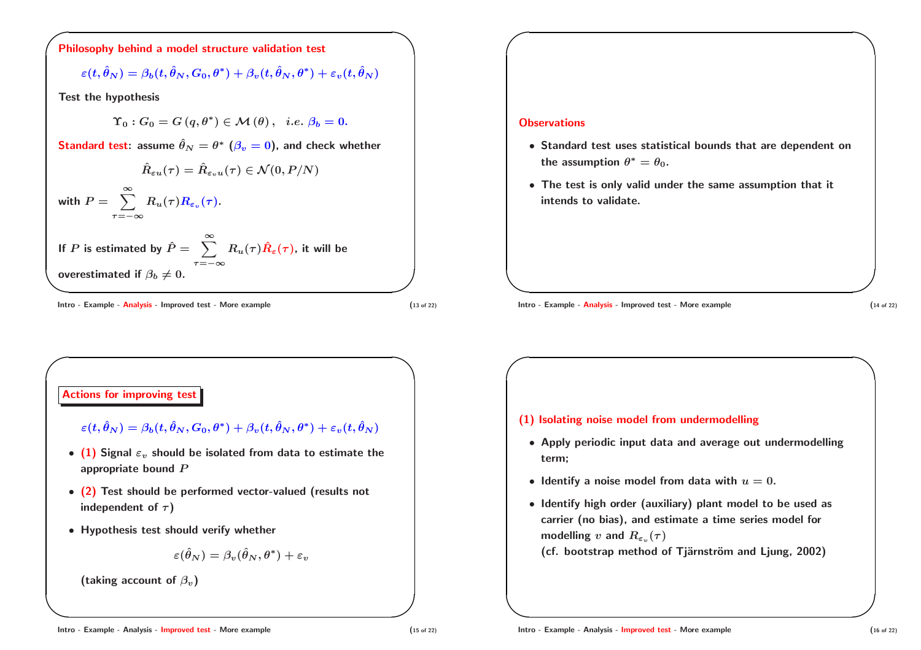## Philosophy behind a model structure validation test

$$\varepsilon(t,\hat{\theta}_N) = \beta_b(t,\hat{\theta}_N,G_0,\theta^*) + \beta_v(t,\hat{\theta}_N,\theta^*) + \varepsilon_v(t,\hat{\theta}_N)$$

**Test the hypothesis**

$$\Upsilon_0 : G_0 = G(q,\theta^*) \in \mathcal{M}(\theta), \quad i.e.\ \beta_b = 0.$$

**Standard test**: assume $\hat{\theta}_N = \theta^*$ ($\beta_v = 0$), and check whether

$$\hat{R}_{\varepsilon u}(\tau) = \hat{R}_{\varepsilon_v u}(\tau) \in \mathcal{N}(0, P/N)$$

with $P = \sum_{\tau=-\infty}^{\infty} R_u(\tau) R_{\varepsilon_v}(\tau)$.

If $P$ is estimated by $\hat{P} = \sum_{\tau=-\infty}^{\infty} R_u(\tau) \hat{R}_{\varepsilon}(\tau)$, it will be overestimated if $\beta_b \neq 0$.

## Observations

- Standard test uses statistical bounds that are dependent on the assumption $\theta^* = \theta_0$.
- The test is only valid under the same assumption that it intends to validate.

## Actions for improving test

$$\varepsilon(t,\hat{\theta}_N) = \beta_b(t,\hat{\theta}_N,G_0,\theta^*) + \beta_v(t,\hat{\theta}_N,\theta^*) + \varepsilon_v(t,\hat{\theta}_N)$$

- **(1)** Signal $\varepsilon_v$ should be isolated from data to estimate the appropriate bound $P$
- **(2)** Test should be performed vector-valued (results not independent of $\tau$)
- Hypothesis test should verify whether

$$\varepsilon(\hat{\theta}_N) = \beta_v(\hat{\theta}_N,\theta^*) + \varepsilon_v$$

(taking account of $\beta_v$)

## (1) Isolating noise model from undermodelling

- Apply periodic input data and average out undermodelling term;
- Identify a noise model from data with $u = 0$.
- Identify high order (auxiliary) plant model to be used as carrier (no bias), and estimate a time series model for modelling $v$ and $R_{\varepsilon_v}(\tau)$
  (cf. bootstrap method of Tjärnström and Ljung, 2002)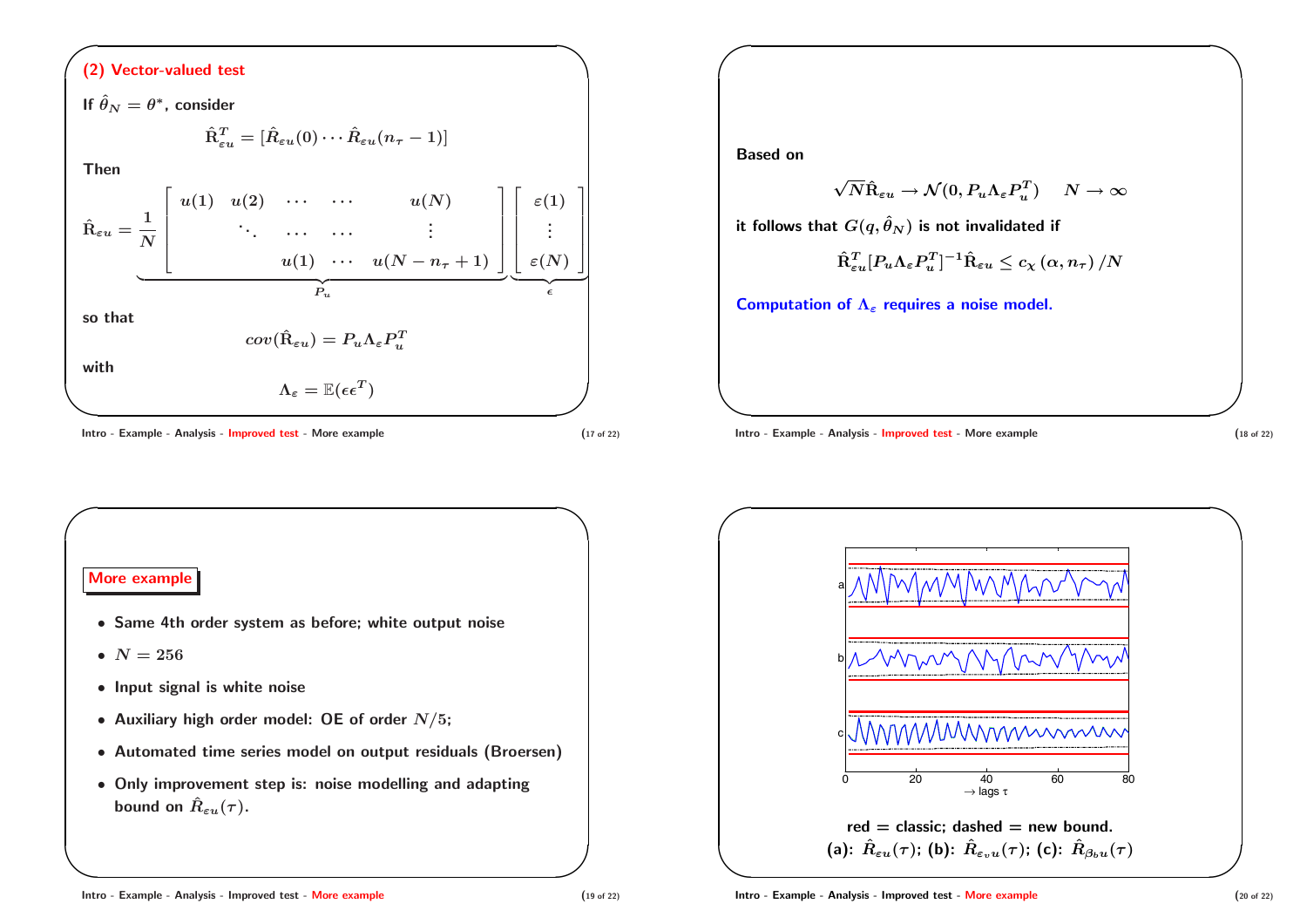## (2) Vector-valued test

If $\hat{\theta}_N = \theta^*$, consider

$$\hat{\mathrm{R}}_{\varepsilon u}^T = [\hat{R}_{\varepsilon u}(0) \cdots \hat{R}_{\varepsilon u}(n_\tau - 1)]$$

Then

$$\hat{\mathrm{R}}_{\varepsilon u} = \frac{1}{N} \underbrace{\begin{bmatrix} u(1) & u(2) & \cdots & \cdots & u(N) \\ & \ddots & \cdots & \cdots & \vdots \\ & & u(1) & \cdots & u(N - n_\tau + 1) \end{bmatrix}}_{P_u} \underbrace{\begin{bmatrix} \varepsilon(1) \\ \vdots \\ \varepsilon(N) \end{bmatrix}}_{\epsilon}$$

so that

$$cov(\hat{\mathrm{R}}_{\varepsilon u}) = P_u \Lambda_\varepsilon P_u^T$$

with

$$\Lambda_\varepsilon = \mathbb{E}(\epsilon \epsilon^T)$$

Based on

$$\sqrt{N}\hat{\mathrm{R}}_{\varepsilon u} \rightarrow \mathcal{N}(0, P_u \Lambda_\varepsilon P_u^T) \quad N \rightarrow \infty$$

it follows that $G(q, \hat{\theta}_N)$ is not invalidated if

$$\hat{\mathrm{R}}_{\varepsilon u}^T [P_u \Lambda_\varepsilon P_u^T]^{-1} \hat{\mathrm{R}}_{\varepsilon u} \leq c_\chi(\alpha, n_\tau)/N$$

Computation of $\Lambda_\varepsilon$ requires a noise model.

## More example

- Same 4th order system as before; white output noise
- $N = 256$
- Input signal is white noise
- Auxiliary high order model: OE of order $N/5$;
- Automated time series model on output residuals (Broersen)
- Only improvement step is: noise modelling and adapting bound on $\hat{R}_{\varepsilon u}(\tau)$.

red = classic; dashed = new bound.
(a): $\hat{R}_{\varepsilon u}(\tau)$; (b): $\hat{R}_{\varepsilon_v u}(\tau)$; (c): $\hat{R}_{\beta_b u}(\tau)$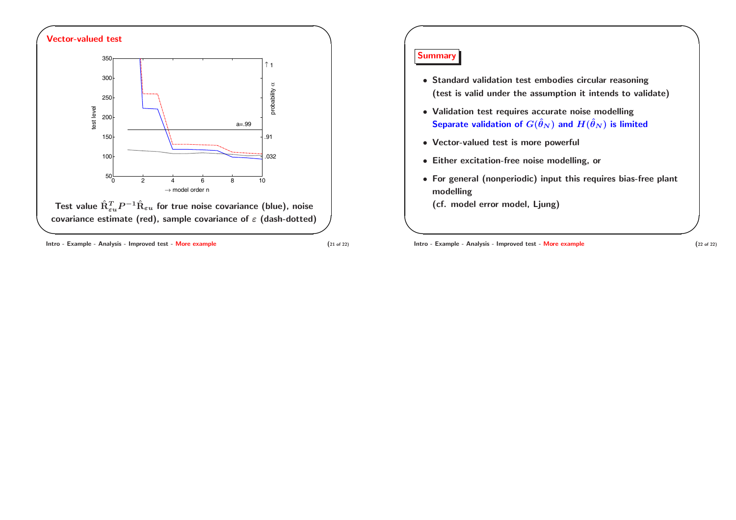## Vector-valued test

350
300
250
200
150
100
50
test level
0
2
4
6
8
10
→ model order n
a=.99
↑ 1
probability α
.91
.032

Test value $\hat{\mathrm{R}}_{\varepsilon u}^T P^{-1} \hat{\mathrm{R}}_{\varepsilon u}$ for true noise covariance (blue), noise covariance estimate (red), sample covariance of $\varepsilon$ (dash-dotted)

## Summary

- **Standard validation test embodies circular reasoning (test is valid under the assumption it intends to validate)**
- **Validation test requires accurate noise modelling**
  **Separate validation of $G(\hat{\theta}_N)$ and $H(\hat{\theta}_N)$ is limited**
- **Vector-valued test is more powerful**
- **Either excitation-free noise modelling, or**
- **For general (nonperiodic) input this requires bias-free plant modelling (cf. model error model, Ljung)**